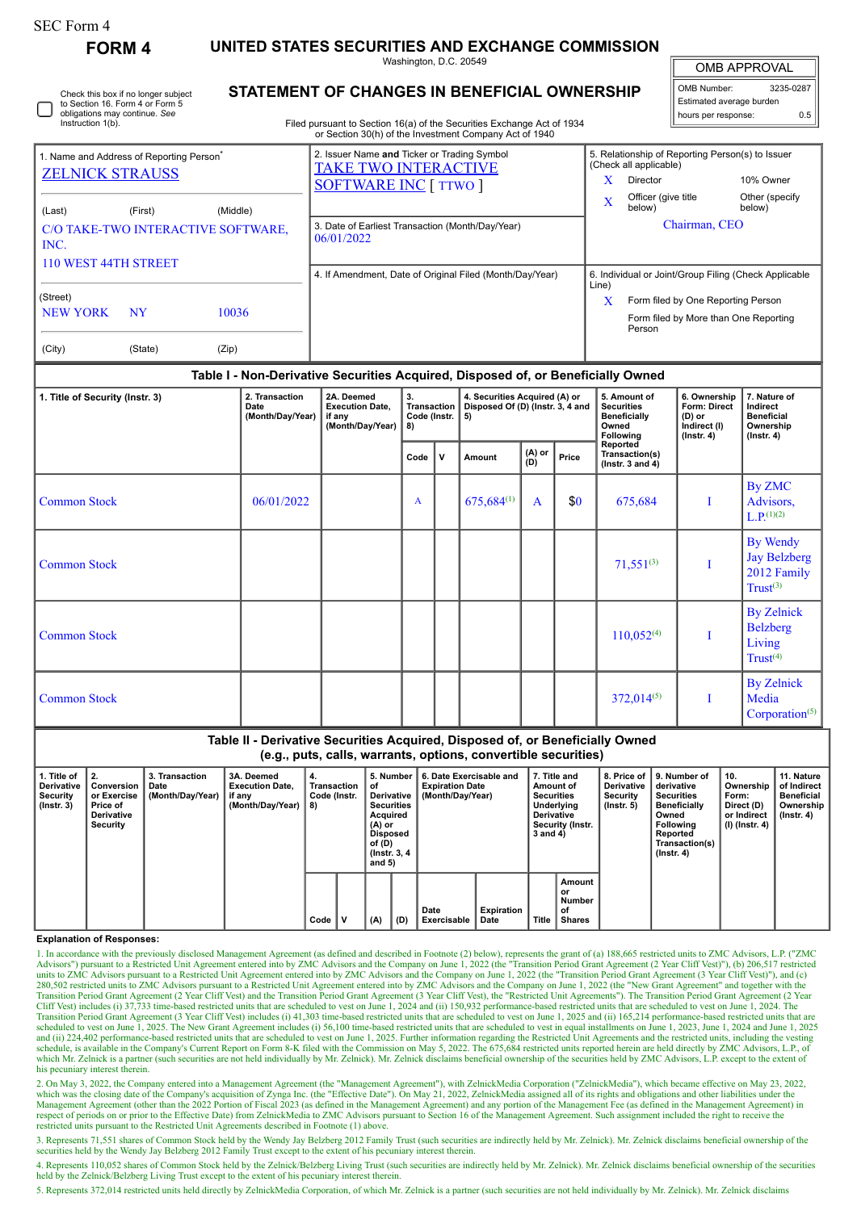SEC Form 4

# FORM 4

## UNITED STATES SECURITIES AND EXCHANGE COMMISSION

Washington, D.C. 20549

## STATEMENT OF CHANGES IN BENEFICIAL OWNERSHIP

Filed pursuant to Section 16(a) of the Securities Exchange Act of 1934 or Section 30(h) of the Investment Company Act of 1940

| OMB APPROVAL | |
|---|---|
| OMB Number: | 3235-0287 |
| Estimated average burden | |
| hours per response: | 0.5 |

☐ Check this box if no longer subject to Section 16. Form 4 or Form 5 obligations may continue. *See* Instruction 1(b).

| 1. Name and Address of Reporting Person* | 2. Issuer Name **and** Ticker or Trading Symbol | 5. Relationship of Reporting Person(s) to Issuer (Check all applicable) |
|---|---|---|
| ZELNICK STRAUSS | TAKE TWO INTERACTIVE SOFTWARE INC [ TTWO ] | X Director; 10% Owner |
| (Last) (First) (Middle) | | X Officer (give title below); Other (specify below) |
| C/O TAKE-TWO INTERACTIVE SOFTWARE, INC. 110 WEST 44TH STREET | 3. Date of Earliest Transaction (Month/Day/Year) 06/01/2022 | Chairman, CEO |
| (Street) NEW YORK NY 10036 | 4. If Amendment, Date of Original Filed (Month/Day/Year) | 6. Individual or Joint/Group Filing (Check Applicable Line) X Form filed by One Reporting Person; Form filed by More than One Reporting Person |
| (City) (State) (Zip) | | |

### Table I - Non-Derivative Securities Acquired, Disposed of, or Beneficially Owned

| 1. Title of Security (Instr. 3) | 2. Transaction Date (Month/Day/Year) | 2A. Deemed Execution Date, if any (Month/Day/Year) | 3. Transaction Code (Instr. 8) | | 4. Securities Acquired (A) or Disposed Of (D) (Instr. 3, 4 and 5) | | | 5. Amount of Securities Beneficially Owned Following Reported Transaction(s) (Instr. 3 and 4) | 6. Ownership Form: Direct (D) or Indirect (I) (Instr. 4) | 7. Nature of Indirect Beneficial Ownership (Instr. 4) |
|---|---|---|---|---|---|---|---|---|---|---|
| | | | Code | V | Amount | (A) or (D) | Price | | | |
| Common Stock | 06/01/2022 | | A | | 675,684[1] | A | $0 | 675,684 | I | By ZMC Advisors, L.P.[1][2] |
| Common Stock | | | | | | | | 71,551[3] | I | By Wendy Jay Belzberg 2012 Family Trust[3] |
| Common Stock | | | | | | | | 110,052[4] | I | By Zelnick Belzberg Living Trust[4] |
| Common Stock | | | | | | | | 372,014[5] | I | By Zelnick Media Corporation[5] |

### Table II - Derivative Securities Acquired, Disposed of, or Beneficially Owned (e.g., puts, calls, warrants, options, convertible securities)

| 1. Title of Derivative Security (Instr. 3) | 2. Conversion or Exercise Price of Derivative Security | 3. Transaction Date (Month/Day/Year) | 3A. Deemed Execution Date, if any (Month/Day/Year) | 4. Transaction Code (Instr. 8) | | 5. Number of Derivative Securities Acquired (A) or Disposed of (D) (Instr. 3, 4 and 5) | | 6. Date Exercisable and Expiration Date (Month/Day/Year) | | 7. Title and Amount of Securities Underlying Derivative Security (Instr. 3 and 4) | | 8. Price of Derivative Security (Instr. 5) | 9. Number of derivative Securities Beneficially Owned Following Reported Transaction(s) (Instr. 4) | 10. Ownership Form: Direct (D) or Indirect (I) (Instr. 4) | 11. Nature of Indirect Beneficial Ownership (Instr. 4) |
|---|---|---|---|---|---|---|---|---|---|---|---|---|---|---|---|
| | | | | Code | V | (A) | (D) | Date Exercisable | Expiration Date | Title | Amount or Number of Shares | | | | |

**Explanation of Responses:**

1. In accordance with the previously disclosed Management Agreement (as defined and described in Footnote (2) below), represents the grant of (a) 188,665 restricted units to ZMC Advisors, L.P. ("ZMC Advisors") pursuant to a Restricted Unit Agreement entered into by ZMC Advisors and the Company on June 1, 2022 (the "Transition Period Grant Agreement (2 Year Cliff Vest)"), (b) 206,517 restricted units to ZMC Advisors pursuant to a Restricted Unit Agreement entered into by ZMC Advisors and the Company on June 1, 2022 (the "Transition Period Grant Agreement (3 Year Cliff Vest)"), and (c) 280,502 restricted units to ZMC Advisors pursuant to a Restricted Unit Agreement entered into by ZMC Advisors and the Company on June 1, 2022 (the "New Grant Agreement" and together with the Transition Period Grant Agreement (2 Year Cliff Vest) and the Transition Period Grant Agreement (3 Year Cliff Vest), the "Restricted Unit Agreements"). The Transition Period Grant Agreement (2 Year Cliff Vest) includes (i) 37,733 time-based restricted units that are scheduled to vest on June 1, 2024 and (ii) 150,932 performance-based restricted units that are scheduled to vest on June 1, 2024. The Transition Period Grant Agreement (3 Year Cliff Vest) includes (i) 41,303 time-based restricted units that are scheduled to vest on June 1, 2025 and (ii) 165,214 performance-based restricted units that are scheduled to vest on June 1, 2025. The New Grant Agreement includes (i) 56,100 time-based restricted units that are scheduled to vest in equal installments on June 1, 2023, June 1, 2024 and June 1, 2025 and (ii) 224,402 performance-based restricted units that are scheduled to vest on June 1, 2025. Further information regarding the Restricted Unit Agreements and the restricted units, including the vesting schedule, is available in the Company's Current Report on Form 8-K filed with the Commission on May 5, 2022. The 675,684 restricted units reported herein are held directly by ZMC Advisors, L.P., of which Mr. Zelnick is a partner (such securities are not held individually by Mr. Zelnick). Mr. Zelnick disclaims beneficial ownership of the securities held by ZMC Advisors, L.P. except to the extent of his pecuniary interest therein.

2. On May 3, 2022, the Company entered into a Management Agreement (the "Management Agreement"), with ZelnickMedia Corporation ("ZelnickMedia"), which became effective on May 23, 2022, which was the closing date of the Company's acquisition of Zynga Inc. (the "Effective Date"). On May 21, 2022, ZelnickMedia assigned all of its rights and obligations and other liabilities under the Management Agreement (other than the 2022 Portion of Fiscal 2023 (as defined in the Management Agreement) and any portion of the Management Fee (as defined in the Management Agreement) in respect of periods on or prior to the Effective Date) from ZelnickMedia to ZMC Advisors pursuant to Section 16 of the Management Agreement. Such assignment included the right to receive the restricted units pursuant to the Restricted Unit Agreements described in Footnote (1) above.

3. Represents 71,551 shares of Common Stock held by the Wendy Jay Belzberg 2012 Family Trust (such securities are indirectly held by Mr. Zelnick). Mr. Zelnick disclaims beneficial ownership of the securities held by the Wendy Jay Belzberg 2012 Family Trust except to the extent of his pecuniary interest therein.

4. Represents 110,052 shares of Common Stock held by the Zelnick/Belzberg Living Trust (such securities are indirectly held by Mr. Zelnick). Mr. Zelnick disclaims beneficial ownership of the securities held by the Zelnick/Belzberg Living Trust except to the extent of his pecuniary interest therein.

5. Represents 372,014 restricted units held directly by ZelnickMedia Corporation, of which Mr. Zelnick is a partner (such securities are not held individually by Mr. Zelnick). Mr. Zelnick disclaims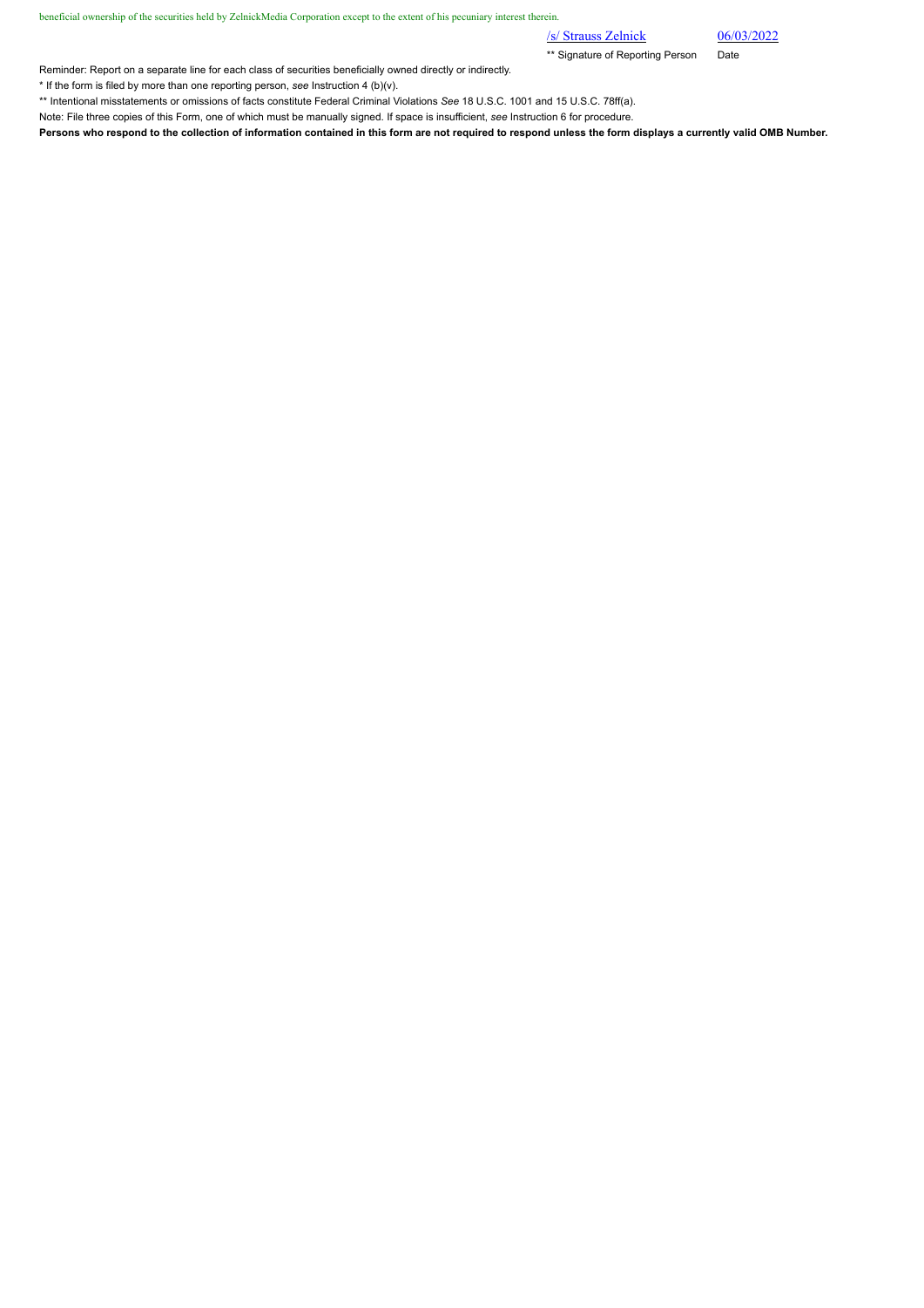beneficial ownership of the securities held by ZelnickMedia Corporation except to the extent of his pecuniary interest therein.

| | |
|---|---|
| /s/ Strauss Zelnick | 06/03/2022 |
| ** Signature of Reporting Person | Date |

Reminder: Report on a separate line for each class of securities beneficially owned directly or indirectly.

* If the form is filed by more than one reporting person, *see* Instruction 4 (b)(v).

** Intentional misstatements or omissions of facts constitute Federal Criminal Violations *See* 18 U.S.C. 1001 and 15 U.S.C. 78ff(a).

Note: File three copies of this Form, one of which must be manually signed. If space is insufficient, *see* Instruction 6 for procedure.

**Persons who respond to the collection of information contained in this form are not required to respond unless the form displays a currently valid OMB Number.**